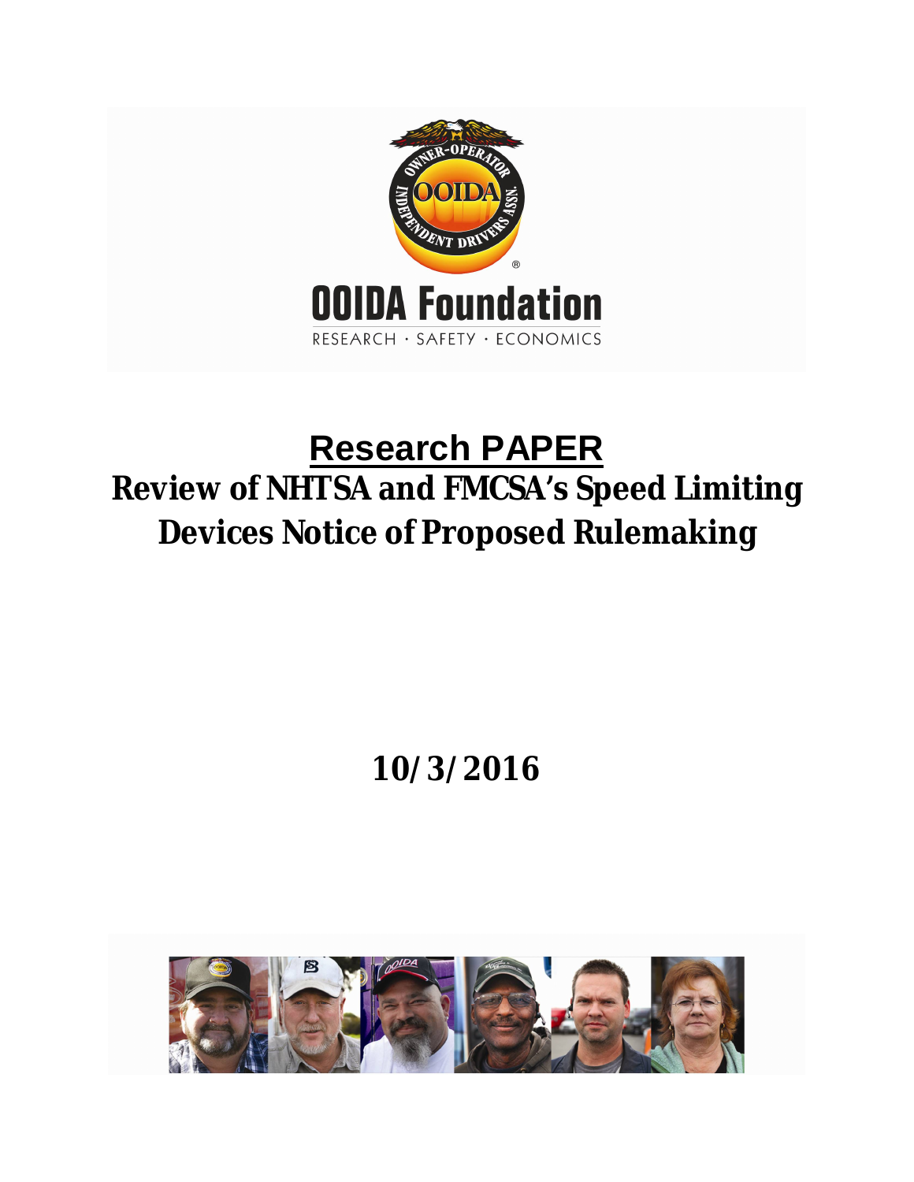OOIDA Foundation

RESEARCH · SAFETY · ECONOMICS

# Research PAPER

## Review of NHTSA and FMCSA's Speed Limiting Devices Notice of Proposed Rulemaking

**10/3/2016**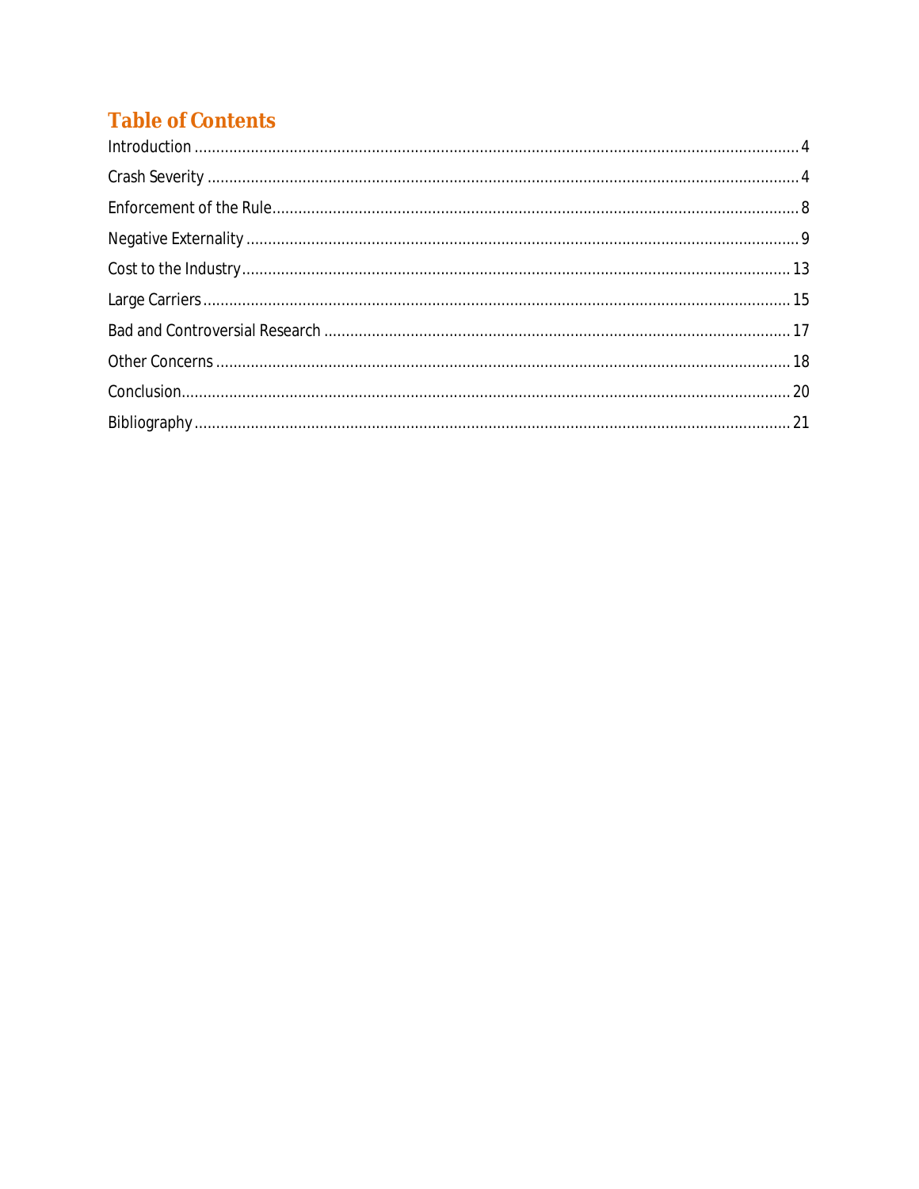# Table of Contents

Introduction ........................................................................................................................................ 4

Crash Severity ...................................................................................................................................... 4

Enforcement of the Rule ...................................................................................................................... 8

Negative Externality ............................................................................................................................ 9

Cost to the Industry ............................................................................................................................ 13

Large Carriers ..................................................................................................................................... 15

Bad and Controversial Research ........................................................................................................ 17

Other Concerns ................................................................................................................................... 18

Conclusion .......................................................................................................................................... 20

Bibliography ....................................................................................................................................... 21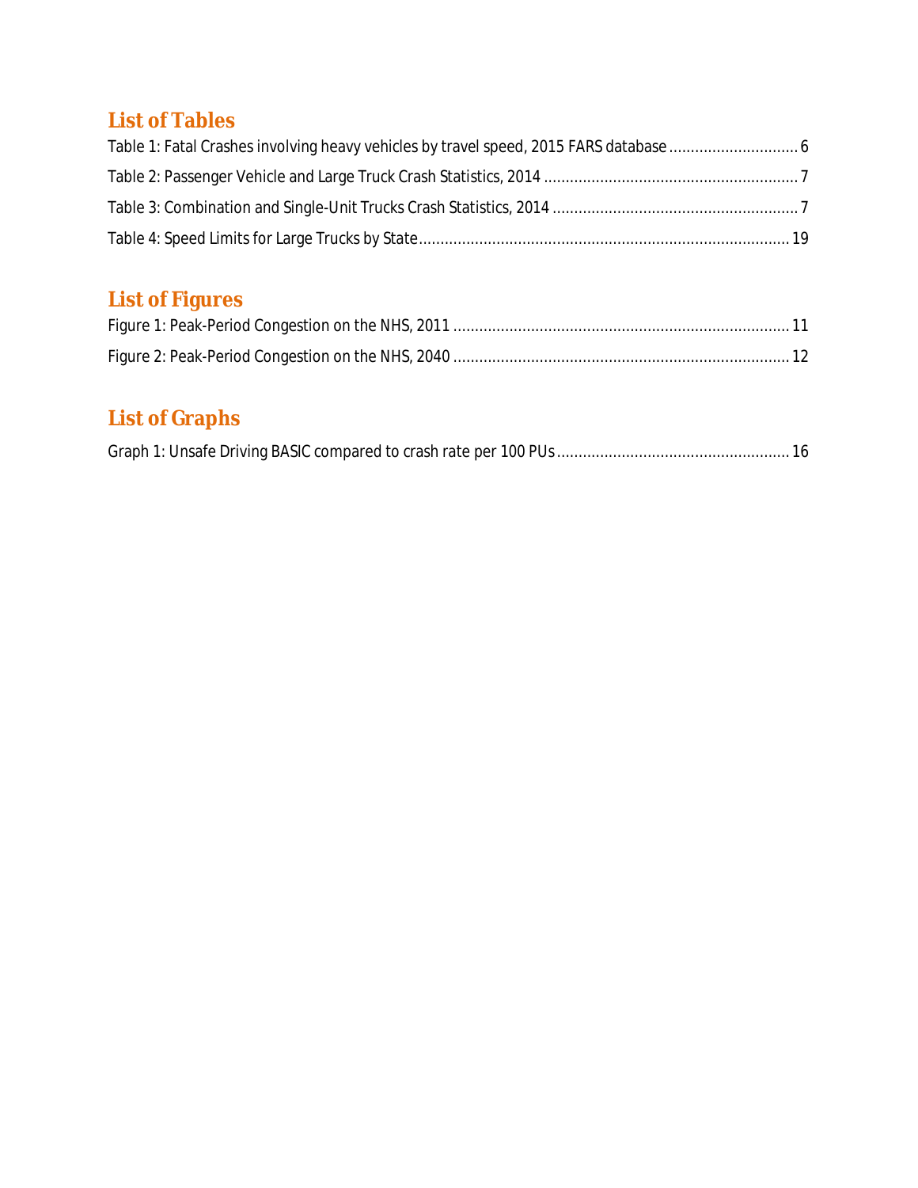## List of Tables

Table 1: Fatal Crashes involving heavy vehicles by travel speed, 2015 FARS database .............................. 6

Table 2: Passenger Vehicle and Large Truck Crash Statistics, 2014 .......................................................... 7

Table 3: Combination and Single-Unit Trucks Crash Statistics, 2014 ........................................................ 7

Table 4: Speed Limits for Large Trucks by State .................................................................................... 19

## List of Figures

Figure 1: Peak-Period Congestion on the NHS, 2011 ............................................................................. 11

Figure 2: Peak-Period Congestion on the NHS, 2040 ............................................................................. 12

## List of Graphs

Graph 1: Unsafe Driving BASIC compared to crash rate per 100 PUs ..................................................... 16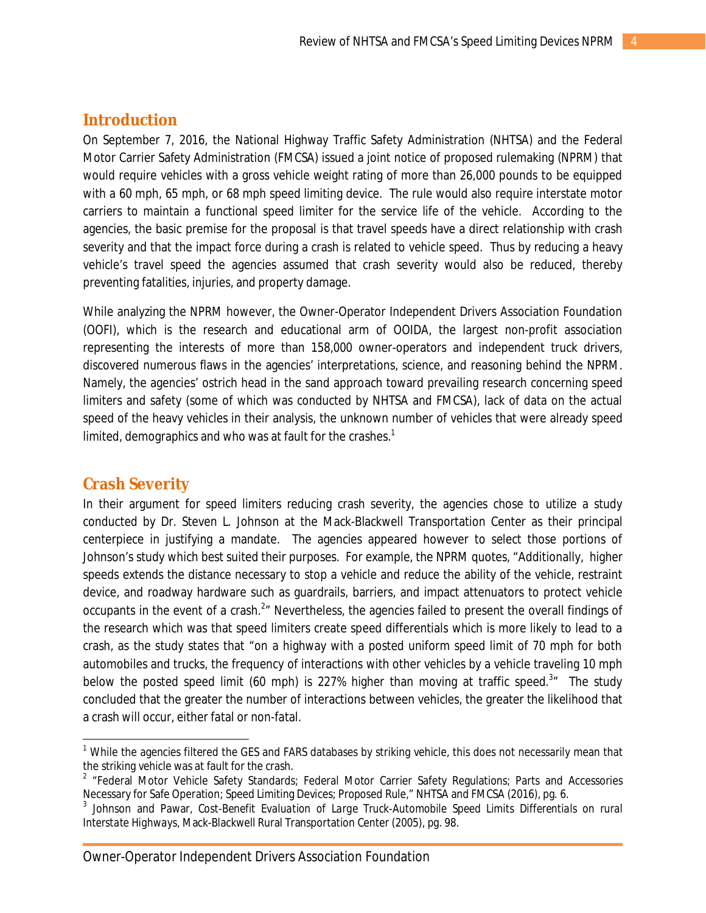## Introduction

On September 7, 2016, the National Highway Traffic Safety Administration (NHTSA) and the Federal Motor Carrier Safety Administration (FMCSA) issued a joint notice of proposed rulemaking (NPRM) that would require vehicles with a gross vehicle weight rating of more than 26,000 pounds to be equipped with a 60 mph, 65 mph, or 68 mph speed limiting device. The rule would also require interstate motor carriers to maintain a functional speed limiter for the service life of the vehicle. According to the agencies, the basic premise for the proposal is that travel speeds have a direct relationship with crash severity and that the impact force during a crash is related to vehicle speed. Thus by reducing a heavy vehicle's travel speed the agencies assumed that crash severity would also be reduced, thereby preventing fatalities, injuries, and property damage.

While analyzing the NPRM however, the Owner-Operator Independent Drivers Association Foundation (OOFI), which is the research and educational arm of OOIDA, the largest non-profit association representing the interests of more than 158,000 owner-operators and independent truck drivers, discovered numerous flaws in the agencies' interpretations, science, and reasoning behind the NPRM. Namely, the agencies' ostrich head in the sand approach toward prevailing research concerning speed limiters and safety (some of which was conducted by NHTSA and FMCSA), lack of data on the actual speed of the heavy vehicles in their analysis, the unknown number of vehicles that were already speed limited, demographics and who was at fault for the crashes.[1]

## Crash Severity

In their argument for speed limiters reducing crash severity, the agencies chose to utilize a study conducted by Dr. Steven L. Johnson at the Mack-Blackwell Transportation Center as their principal centerpiece in justifying a mandate. The agencies appeared however to select those portions of Johnson's study which best suited their purposes. For example, the NPRM quotes, "Additionally, higher speeds extends the distance necessary to stop a vehicle and reduce the ability of the vehicle, restraint device, and roadway hardware such as guardrails, barriers, and impact attenuators to protect vehicle occupants in the event of a crash.[2]" Nevertheless, the agencies failed to present the overall findings of the research which was that speed limiters create speed differentials which is more likely to lead to a crash, as the study states that "on a highway with a posted uniform speed limit of 70 mph for both automobiles and trucks, the frequency of interactions with other vehicles by a vehicle traveling 10 mph below the posted speed limit (60 mph) is 227% higher than moving at traffic speed.[3]" The study concluded that the greater the number of interactions between vehicles, the greater the likelihood that a crash will occur, either fatal or non-fatal.

---

[1] While the agencies filtered the GES and FARS databases by striking vehicle, this does not necessarily mean that the striking vehicle was at fault for the crash.

[2] "Federal Motor Vehicle Safety Standards; Federal Motor Carrier Safety Regulations; Parts and Accessories Necessary for Safe Operation; Speed Limiting Devices; Proposed Rule," NHTSA and FMCSA (2016), pg. 6.

[3] Johnson and Pawar, *Cost-Benefit Evaluation of Large Truck-Automobile Speed Limits Differentials on rural Interstate Highways*, Mack-Blackwell Rural Transportation Center (2005), pg. 98.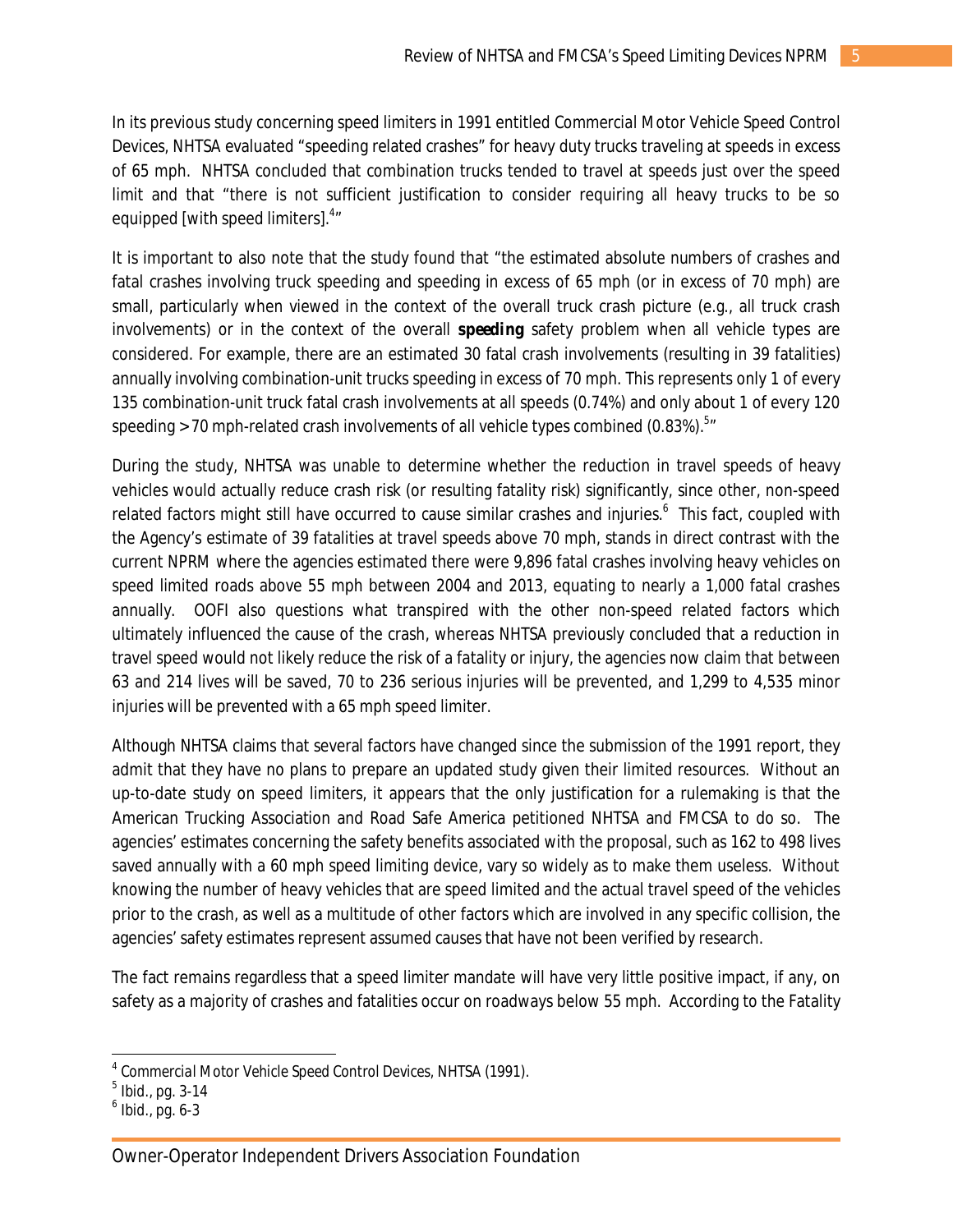In its previous study concerning speed limiters in 1991 entitled Commercial Motor Vehicle Speed Control Devices, NHTSA evaluated "speeding related crashes" for heavy duty trucks traveling at speeds in excess of 65 mph. NHTSA concluded that combination trucks tended to travel at speeds just over the speed limit and that "there is not sufficient justification to consider requiring all heavy trucks to be so equipped [with speed limiters].[4]"

It is important to also note that the study found that "the estimated absolute numbers of crashes and fatal crashes involving truck speeding and speeding in excess of 65 mph (or in excess of 70 mph) are small, particularly when viewed in the context of the overall truck crash picture (e.g., all truck crash involvements) or in the context of the overall ***speeding*** safety problem when all vehicle types are considered. For example, there are an estimated 30 fatal crash involvements (resulting in 39 fatalities) annually involving combination-unit trucks speeding in excess of 70 mph. This represents only 1 of every 135 combination-unit truck fatal crash involvements at all speeds (0.74%) and only about 1 of every 120 speeding >70 mph-related crash involvements of all vehicle types combined (0.83%).[5]"

During the study, NHTSA was unable to determine whether the reduction in travel speeds of heavy vehicles would actually reduce crash risk (or resulting fatality risk) significantly, since other, non-speed related factors might still have occurred to cause similar crashes and injuries.[6] This fact, coupled with the Agency's estimate of 39 fatalities at travel speeds above 70 mph, stands in direct contrast with the current NPRM where the agencies estimated there were 9,896 fatal crashes involving heavy vehicles on speed limited roads above 55 mph between 2004 and 2013, equating to nearly a 1,000 fatal crashes annually. OOFI also questions what transpired with the other non-speed related factors which ultimately influenced the cause of the crash, whereas NHTSA previously concluded that a reduction in travel speed would not likely reduce the risk of a fatality or injury, the agencies now claim that between 63 and 214 lives will be saved, 70 to 236 serious injuries will be prevented, and 1,299 to 4,535 minor injuries will be prevented with a 65 mph speed limiter.

Although NHTSA claims that several factors have changed since the submission of the 1991 report, they admit that they have no plans to prepare an updated study given their limited resources. Without an up-to-date study on speed limiters, it appears that the only justification for a rulemaking is that the American Trucking Association and Road Safe America petitioned NHTSA and FMCSA to do so. The agencies' estimates concerning the safety benefits associated with the proposal, such as 162 to 498 lives saved annually with a 60 mph speed limiting device, vary so widely as to make them useless. Without knowing the number of heavy vehicles that are speed limited and the actual travel speed of the vehicles prior to the crash, as well as a multitude of other factors which are involved in any specific collision, the agencies' safety estimates represent assumed causes that have not been verified by research.

The fact remains regardless that a speed limiter mandate will have very little positive impact, if any, on safety as a majority of crashes and fatalities occur on roadways below 55 mph. According to the Fatality

---

[4] *Commercial Motor Vehicle Speed Control Devices*, NHTSA (1991).

[5] Ibid., pg. 3-14

[6] Ibid., pg. 6-3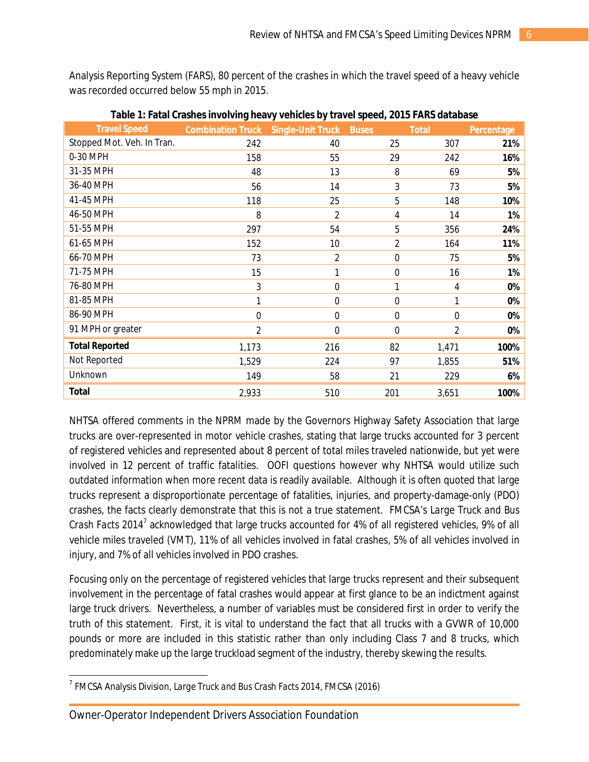Analysis Reporting System (FARS), 80 percent of the crashes in which the travel speed of a heavy vehicle was recorded occurred below 55 mph in 2015.

**Table 1: Fatal Crashes involving heavy vehicles by travel speed, 2015 FARS database**

| Travel Speed | Combination Truck | Single-Unit Truck | Buses | Total | Percentage |
|---|---|---|---|---|---|
| Stopped Mot. Veh. In Tran. | 242 | 40 | 25 | 307 | **21%** |
| 0-30 MPH | 158 | 55 | 29 | 242 | **16%** |
| 31-35 MPH | 48 | 13 | 8 | 69 | **5%** |
| 36-40 MPH | 56 | 14 | 3 | 73 | **5%** |
| 41-45 MPH | 118 | 25 | 5 | 148 | **10%** |
| 46-50 MPH | 8 | 2 | 4 | 14 | **1%** |
| 51-55 MPH | 297 | 54 | 5 | 356 | **24%** |
| 61-65 MPH | 152 | 10 | 2 | 164 | **11%** |
| 66-70 MPH | 73 | 2 | 0 | 75 | **5%** |
| 71-75 MPH | 15 | 1 | 0 | 16 | **1%** |
| 76-80 MPH | 3 | 0 | 1 | 4 | **0%** |
| 81-85 MPH | 1 | 0 | 0 | 1 | **0%** |
| 86-90 MPH | 0 | 0 | 0 | 0 | **0%** |
| 91 MPH or greater | 2 | 0 | 0 | 2 | **0%** |
| **Total Reported** | 1,173 | 216 | 82 | 1,471 | **100%** |
| Not Reported | 1,529 | 224 | 97 | 1,855 | **51%** |
| Unknown | 149 | 58 | 21 | 229 | **6%** |
| **Total** | 2,933 | 510 | 201 | 3,651 | **100%** |

NHTSA offered comments in the NPRM made by the Governors Highway Safety Association that large trucks are over-represented in motor vehicle crashes, stating that large trucks accounted for 3 percent of registered vehicles and represented about 8 percent of total miles traveled nationwide, but yet were involved in 12 percent of traffic fatalities. OOFI questions however why NHTSA would utilize such outdated information when more recent data is readily available. Although it is often quoted that large trucks represent a disproportionate percentage of fatalities, injuries, and property-damage-only (PDO) crashes, the facts clearly demonstrate that this is not a true statement. FMCSA's *Large Truck and Bus Crash Facts 2014*[7] acknowledged that large trucks accounted for 4% of all registered vehicles, 9% of all vehicle miles traveled (VMT), 11% of all vehicles involved in fatal crashes, 5% of all vehicles involved in injury, and 7% of all vehicles involved in PDO crashes.

Focusing only on the percentage of registered vehicles that large trucks represent and their subsequent involvement in the percentage of fatal crashes would appear at first glance to be an indictment against large truck drivers. Nevertheless, a number of variables must be considered first in order to verify the truth of this statement. First, it is vital to understand the fact that all trucks with a GVWR of 10,000 pounds or more are included in this statistic rather than only including Class 7 and 8 trucks, which predominately make up the large truckload segment of the industry, thereby skewing the results.

[7] FMCSA Analysis Division, *Large Truck and Bus Crash Facts 2014*, FMCSA (2016)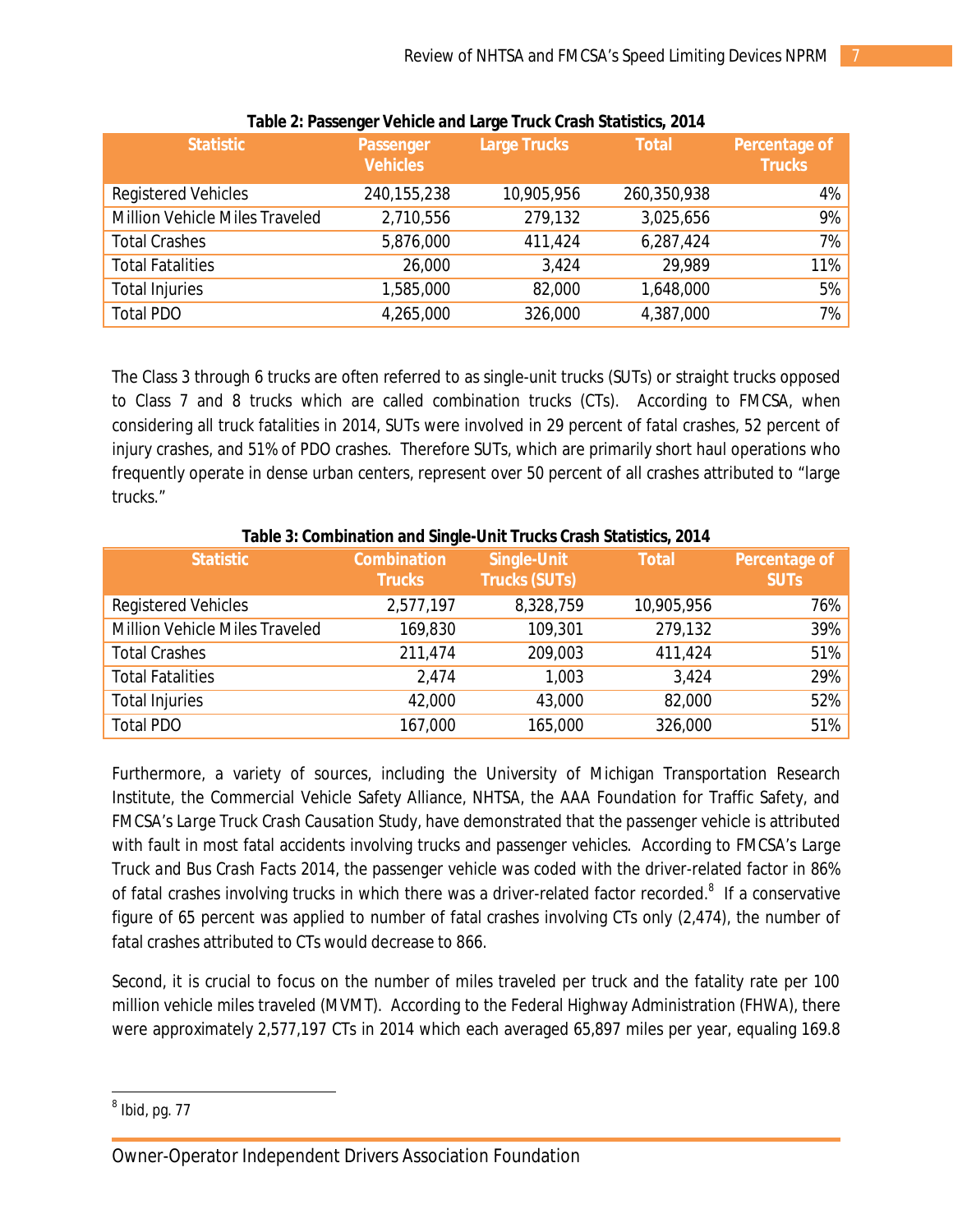**Table 2: Passenger Vehicle and Large Truck Crash Statistics, 2014**

| Statistic | Passenger Vehicles | Large Trucks | Total | Percentage of Trucks |
|---|---|---|---|---|
| Registered Vehicles | 240,155,238 | 10,905,956 | 260,350,938 | 4% |
| Million Vehicle Miles Traveled | 2,710,556 | 279,132 | 3,025,656 | 9% |
| Total Crashes | 5,876,000 | 411,424 | 6,287,424 | 7% |
| Total Fatalities | 26,000 | 3,424 | 29,989 | 11% |
| Total Injuries | 1,585,000 | 82,000 | 1,648,000 | 5% |
| Total PDO | 4,265,000 | 326,000 | 4,387,000 | 7% |

The Class 3 through 6 trucks are often referred to as single-unit trucks (SUTs) or straight trucks opposed to Class 7 and 8 trucks which are called combination trucks (CTs). According to FMCSA, when considering all truck fatalities in 2014, SUTs were involved in 29 percent of fatal crashes, 52 percent of injury crashes, and 51% of PDO crashes. Therefore SUTs, which are primarily short haul operations who frequently operate in dense urban centers, represent over 50 percent of all crashes attributed to "large trucks."

**Table 3: Combination and Single-Unit Trucks Crash Statistics, 2014**

| Statistic | Combination Trucks | Single-Unit Trucks (SUTs) | Total | Percentage of SUTs |
|---|---|---|---|---|
| Registered Vehicles | 2,577,197 | 8,328,759 | 10,905,956 | 76% |
| Million Vehicle Miles Traveled | 169,830 | 109,301 | 279,132 | 39% |
| Total Crashes | 211,474 | 209,003 | 411,424 | 51% |
| Total Fatalities | 2,474 | 1,003 | 3,424 | 29% |
| Total Injuries | 42,000 | 43,000 | 82,000 | 52% |
| Total PDO | 167,000 | 165,000 | 326,000 | 51% |

Furthermore, a variety of sources, including the University of Michigan Transportation Research Institute, the Commercial Vehicle Safety Alliance, NHTSA, the AAA Foundation for Traffic Safety, and FMCSA's *Large Truck Crash Causation Study*, have demonstrated that the passenger vehicle is attributed with fault in most fatal accidents involving trucks and passenger vehicles. According to FMCSA's *Large Truck and Bus Crash Facts 2014*, the passenger vehicle was coded with the driver-related factor in 86% of fatal crashes involving trucks in which there was a driver-related factor recorded.[8] If a conservative figure of 65 percent was applied to number of fatal crashes involving CTs only (2,474), the number of fatal crashes attributed to CTs would decrease to 866.

Second, it is crucial to focus on the number of miles traveled per truck and the fatality rate per 100 million vehicle miles traveled (MVMT). According to the Federal Highway Administration (FHWA), there were approximately 2,577,197 CTs in 2014 which each averaged 65,897 miles per year, equaling 169.8

[8] Ibid, pg. 77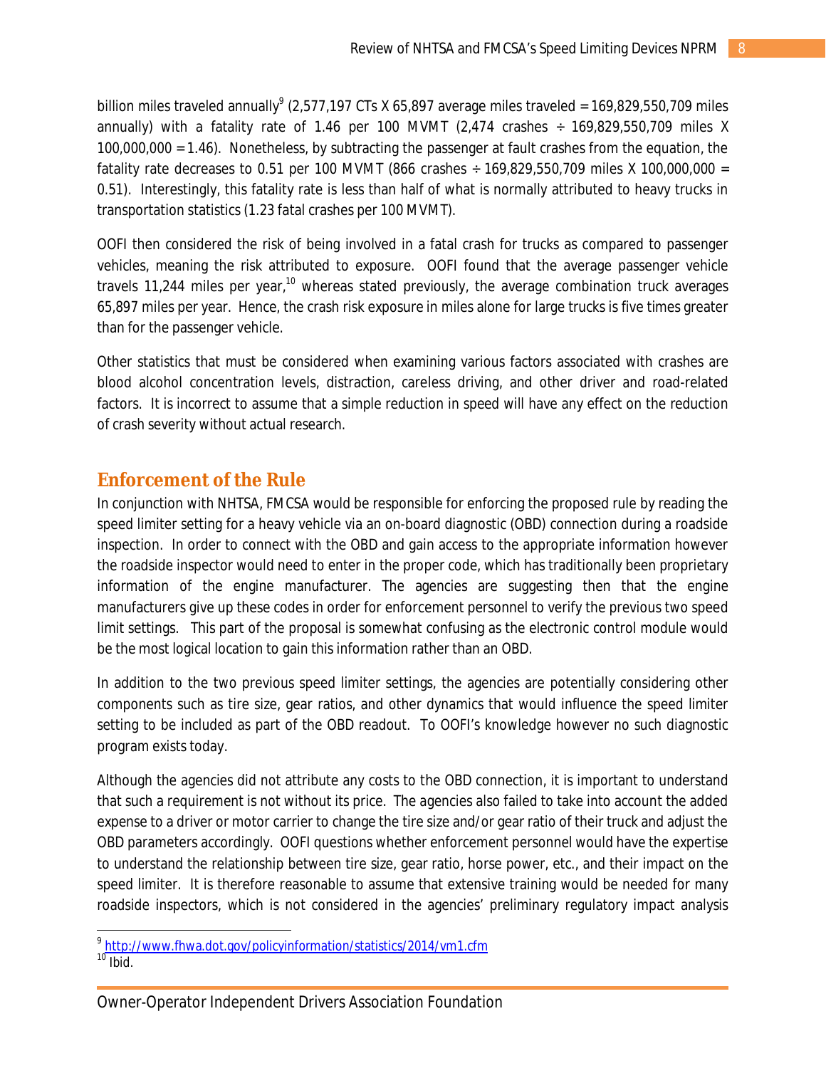billion miles traveled annually[9] (2,577,197 CTs X 65,897 average miles traveled = 169,829,550,709 miles annually) with a fatality rate of 1.46 per 100 MVMT (2,474 crashes ÷ 169,829,550,709 miles X 100,000,000 = 1.46). Nonetheless, by subtracting the passenger at fault crashes from the equation, the fatality rate decreases to 0.51 per 100 MVMT (866 crashes ÷ 169,829,550,709 miles X 100,000,000 = 0.51). Interestingly, this fatality rate is less than half of what is normally attributed to heavy trucks in transportation statistics (1.23 fatal crashes per 100 MVMT).

OOFI then considered the risk of being involved in a fatal crash for trucks as compared to passenger vehicles, meaning the risk attributed to exposure. OOFI found that the average passenger vehicle travels 11,244 miles per year,[10] whereas stated previously, the average combination truck averages 65,897 miles per year. Hence, the crash risk exposure in miles alone for large trucks is five times greater than for the passenger vehicle.

Other statistics that must be considered when examining various factors associated with crashes are blood alcohol concentration levels, distraction, careless driving, and other driver and road-related factors. It is incorrect to assume that a simple reduction in speed will have any effect on the reduction of crash severity without actual research.

## Enforcement of the Rule

In conjunction with NHTSA, FMCSA would be responsible for enforcing the proposed rule by reading the speed limiter setting for a heavy vehicle via an on-board diagnostic (OBD) connection during a roadside inspection. In order to connect with the OBD and gain access to the appropriate information however the roadside inspector would need to enter in the proper code, which has traditionally been proprietary information of the engine manufacturer. The agencies are suggesting then that the engine manufacturers give up these codes in order for enforcement personnel to verify the previous two speed limit settings. This part of the proposal is somewhat confusing as the electronic control module would be the most logical location to gain this information rather than an OBD.

In addition to the two previous speed limiter settings, the agencies are potentially considering other components such as tire size, gear ratios, and other dynamics that would influence the speed limiter setting to be included as part of the OBD readout. To OOFI's knowledge however no such diagnostic program exists today.

Although the agencies did not attribute any costs to the OBD connection, it is important to understand that such a requirement is not without its price. The agencies also failed to take into account the added expense to a driver or motor carrier to change the tire size and/or gear ratio of their truck and adjust the OBD parameters accordingly. OOFI questions whether enforcement personnel would have the expertise to understand the relationship between tire size, gear ratio, horse power, etc., and their impact on the speed limiter. It is therefore reasonable to assume that extensive training would be needed for many roadside inspectors, which is not considered in the agencies' preliminary regulatory impact analysis

---

[9] http://www.fhwa.dot.gov/policyinformation/statistics/2014/vm1.cfm

[10] Ibid.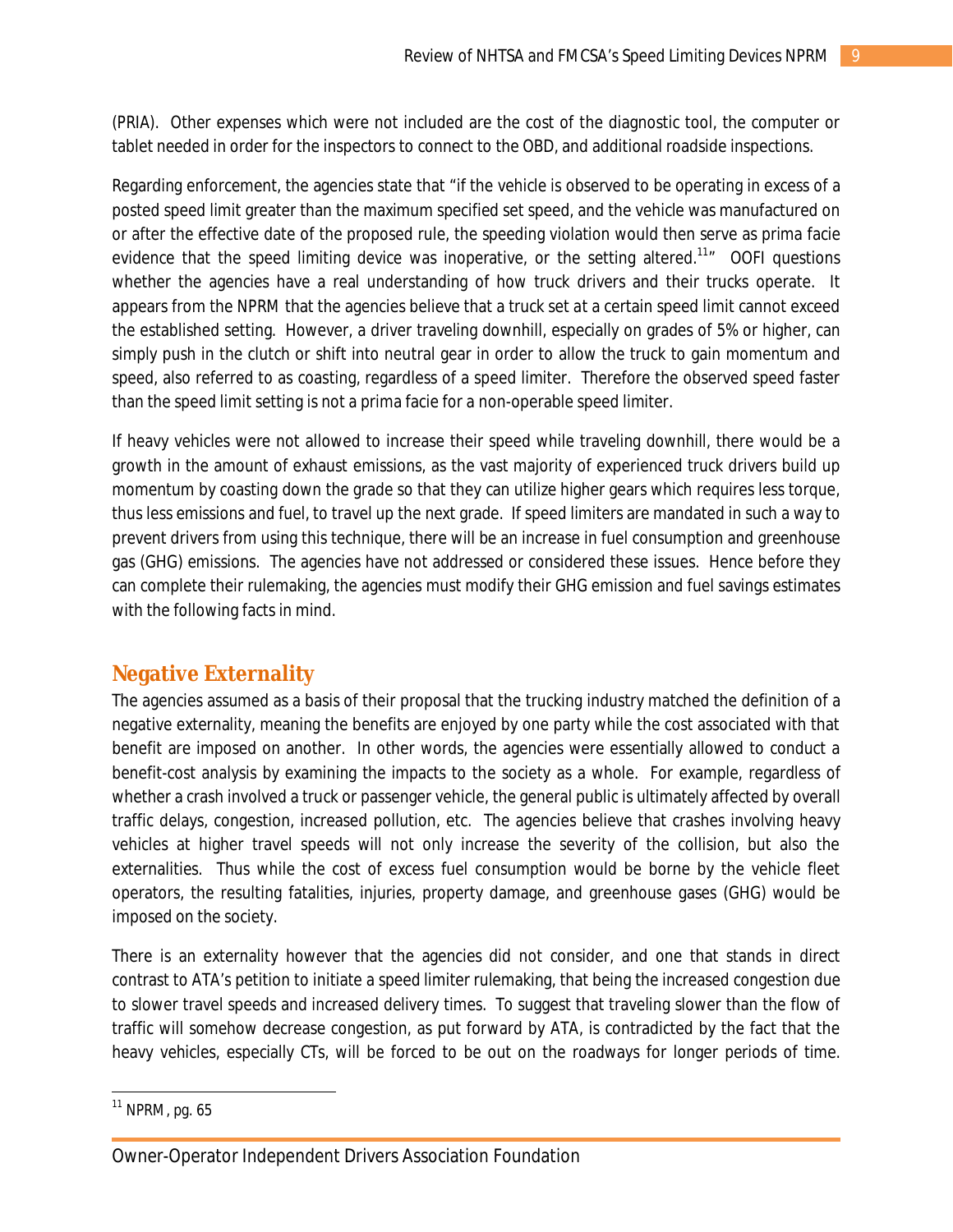(PRIA). Other expenses which were not included are the cost of the diagnostic tool, the computer or tablet needed in order for the inspectors to connect to the OBD, and additional roadside inspections.

Regarding enforcement, the agencies state that "if the vehicle is observed to be operating in excess of a posted speed limit greater than the maximum specified set speed, and the vehicle was manufactured on or after the effective date of the proposed rule, the speeding violation would then serve as prima facie evidence that the speed limiting device was inoperative, or the setting altered.[11]" OOFI questions whether the agencies have a real understanding of how truck drivers and their trucks operate. It appears from the NPRM that the agencies believe that a truck set at a certain speed limit cannot exceed the established setting. However, a driver traveling downhill, especially on grades of 5% or higher, can simply push in the clutch or shift into neutral gear in order to allow the truck to gain momentum and speed, also referred to as coasting, regardless of a speed limiter. Therefore the observed speed faster than the speed limit setting is not a prima facie for a non-operable speed limiter.

If heavy vehicles were not allowed to increase their speed while traveling downhill, there would be a growth in the amount of exhaust emissions, as the vast majority of experienced truck drivers build up momentum by coasting down the grade so that they can utilize higher gears which requires less torque, thus less emissions and fuel, to travel up the next grade. If speed limiters are mandated in such a way to prevent drivers from using this technique, there will be an increase in fuel consumption and greenhouse gas (GHG) emissions. The agencies have not addressed or considered these issues. Hence before they can complete their rulemaking, the agencies must modify their GHG emission and fuel savings estimates with the following facts in mind.

## Negative Externality

The agencies assumed as a basis of their proposal that the trucking industry matched the definition of a negative externality, meaning the benefits are enjoyed by one party while the cost associated with that benefit are imposed on another. In other words, the agencies were essentially allowed to conduct a benefit-cost analysis by examining the impacts to the society as a whole. For example, regardless of whether a crash involved a truck or passenger vehicle, the general public is ultimately affected by overall traffic delays, congestion, increased pollution, etc. The agencies believe that crashes involving heavy vehicles at higher travel speeds will not only increase the severity of the collision, but also the externalities. Thus while the cost of excess fuel consumption would be borne by the vehicle fleet operators, the resulting fatalities, injuries, property damage, and greenhouse gases (GHG) would be imposed on the society.

There is an externality however that the agencies did not consider, and one that stands in direct contrast to ATA's petition to initiate a speed limiter rulemaking, that being the increased congestion due to slower travel speeds and increased delivery times. To suggest that traveling slower than the flow of traffic will somehow decrease congestion, as put forward by ATA, is contradicted by the fact that the heavy vehicles, especially CTs, will be forced to be out on the roadways for longer periods of time.

[11] NPRM, pg. 65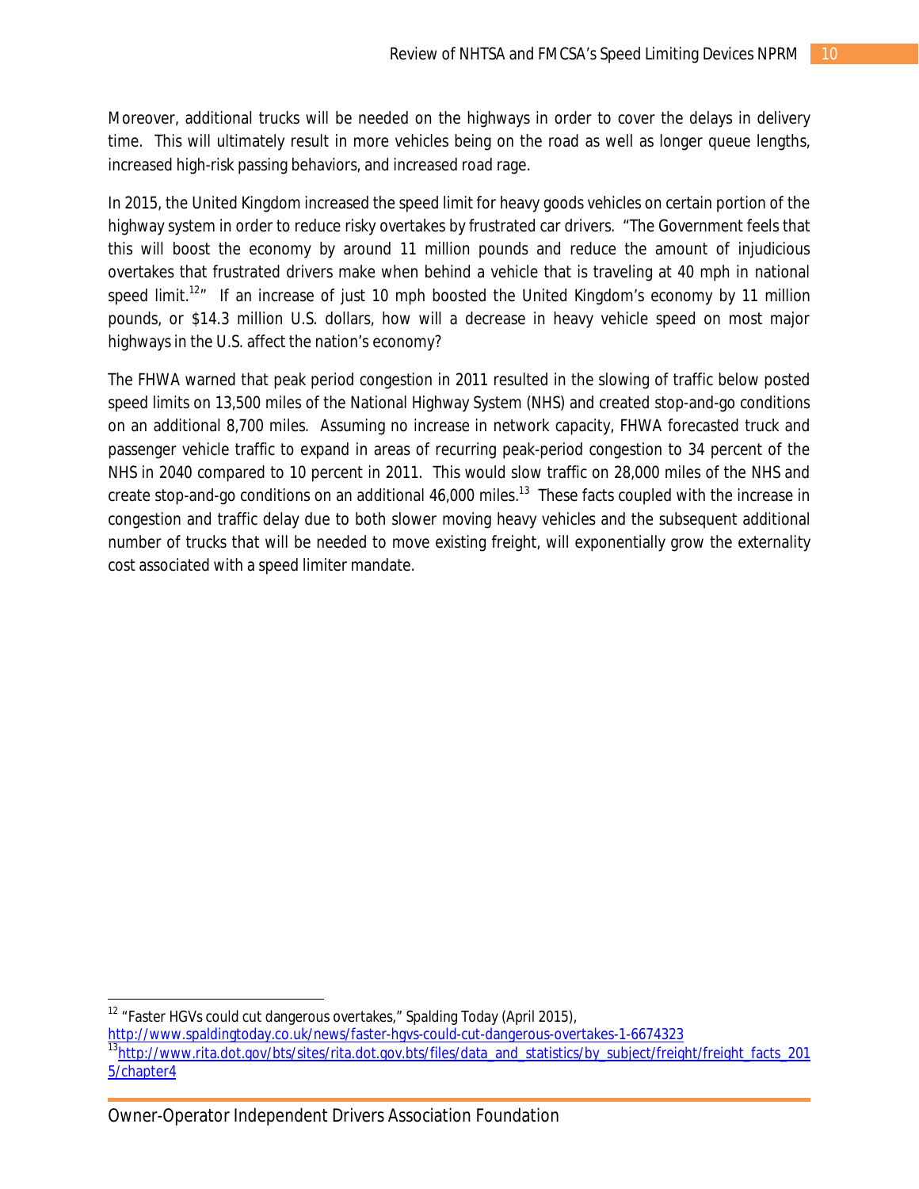Moreover, additional trucks will be needed on the highways in order to cover the delays in delivery time. This will ultimately result in more vehicles being on the road as well as longer queue lengths, increased high-risk passing behaviors, and increased road rage.

In 2015, the United Kingdom increased the speed limit for heavy goods vehicles on certain portion of the highway system in order to reduce risky overtakes by frustrated car drivers. "The Government feels that this will boost the economy by around 11 million pounds and reduce the amount of injudicious overtakes that frustrated drivers make when behind a vehicle that is traveling at 40 mph in national speed limit.[12]" If an increase of just 10 mph boosted the United Kingdom's economy by 11 million pounds, or $14.3 million U.S. dollars, how will a decrease in heavy vehicle speed on most major highways in the U.S. affect the nation's economy?

The FHWA warned that peak period congestion in 2011 resulted in the slowing of traffic below posted speed limits on 13,500 miles of the National Highway System (NHS) and created stop-and-go conditions on an additional 8,700 miles. Assuming no increase in network capacity, FHWA forecasted truck and passenger vehicle traffic to expand in areas of recurring peak-period congestion to 34 percent of the NHS in 2040 compared to 10 percent in 2011. This would slow traffic on 28,000 miles of the NHS and create stop-and-go conditions on an additional 46,000 miles.[13] These facts coupled with the increase in congestion and traffic delay due to both slower moving heavy vehicles and the subsequent additional number of trucks that will be needed to move existing freight, will exponentially grow the externality cost associated with a speed limiter mandate.

---

[12] "Faster HGVs could cut dangerous overtakes," Spalding Today (April 2015), http://www.spaldingtoday.co.uk/news/faster-hgvs-could-cut-dangerous-overtakes-1-6674323

[13] http://www.rita.dot.gov/bts/sites/rita.dot.gov.bts/files/data_and_statistics/by_subject/freight/freight_facts_2015/chapter4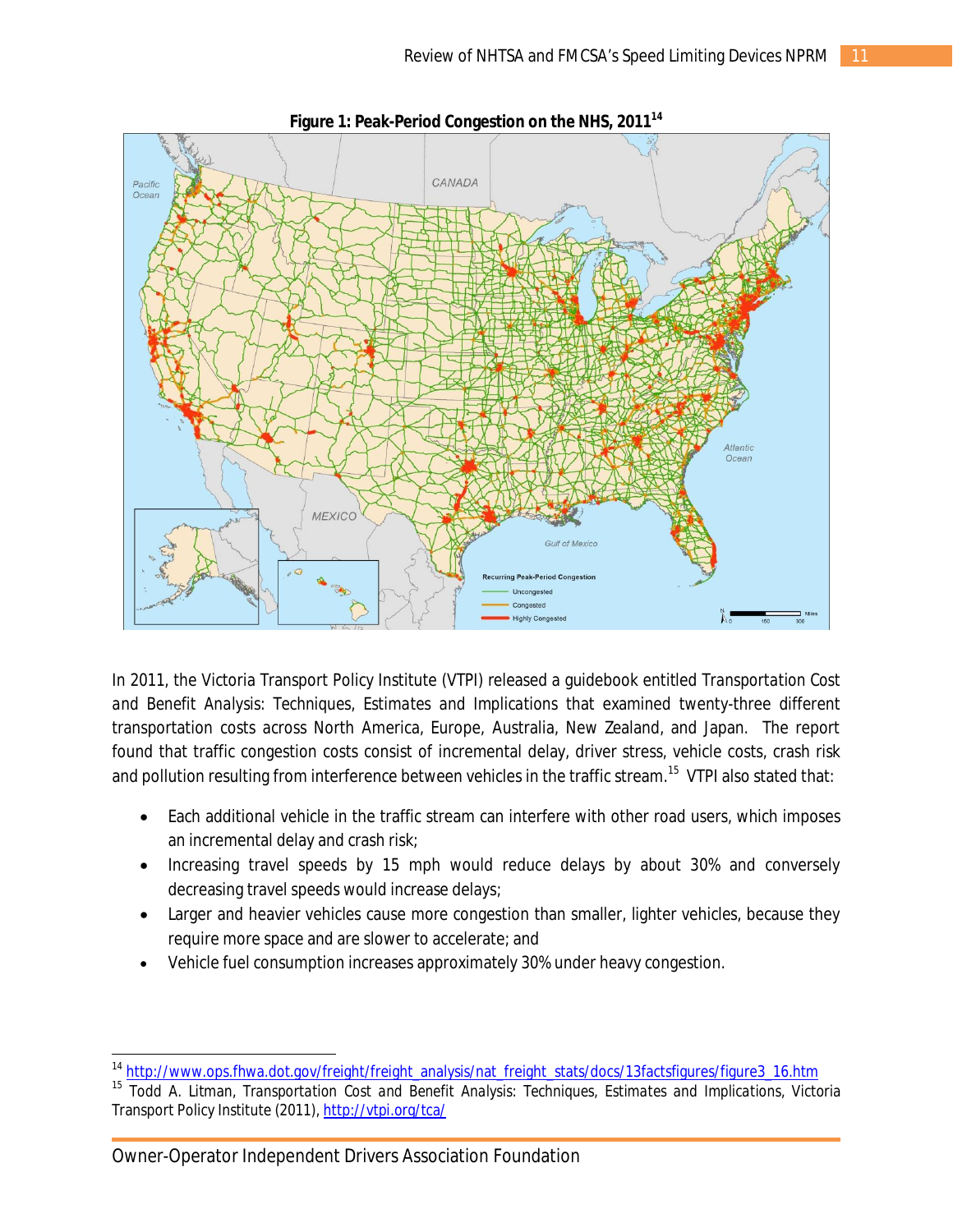**Figure 1: Peak-Period Congestion on the NHS, 2011**[14]

In 2011, the Victoria Transport Policy Institute (VTPI) released a guidebook entitled Transportation Cost and Benefit Analysis: Techniques, Estimates and Implications that examined twenty-three different transportation costs across North America, Europe, Australia, New Zealand, and Japan. The report found that traffic congestion costs consist of incremental delay, driver stress, vehicle costs, crash risk and pollution resulting from interference between vehicles in the traffic stream.[15] VTPI also stated that:

- Each additional vehicle in the traffic stream can interfere with other road users, which imposes an incremental delay and crash risk;
- Increasing travel speeds by 15 mph would reduce delays by about 30% and conversely decreasing travel speeds would increase delays;
- Larger and heavier vehicles cause more congestion than smaller, lighter vehicles, because they require more space and are slower to accelerate; and
- Vehicle fuel consumption increases approximately 30% under heavy congestion.

---

[14] http://www.ops.fhwa.dot.gov/freight/freight_analysis/nat_freight_stats/docs/13factsfigures/figure3_16.htm

[15] Todd A. Litman, Transportation Cost and Benefit Analysis: Techniques, Estimates and Implications, Victoria Transport Policy Institute (2011), http://vtpi.org/tca/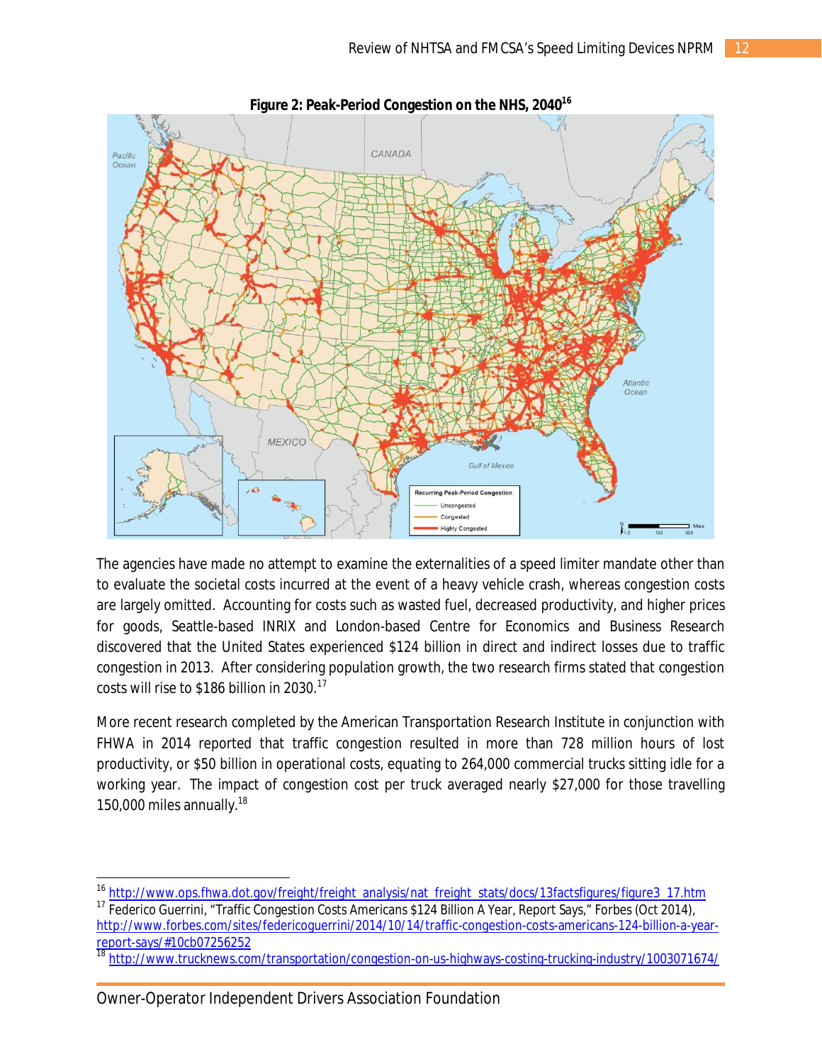**Figure 2: Peak-Period Congestion on the NHS, 2040**[16]

The agencies have made no attempt to examine the externalities of a speed limiter mandate other than to evaluate the societal costs incurred at the event of a heavy vehicle crash, whereas congestion costs are largely omitted. Accounting for costs such as wasted fuel, decreased productivity, and higher prices for goods, Seattle-based INRIX and London-based Centre for Economics and Business Research discovered that the United States experienced $124 billion in direct and indirect losses due to traffic congestion in 2013. After considering population growth, the two research firms stated that congestion costs will rise to $186 billion in 2030.[17]

More recent research completed by the American Transportation Research Institute in conjunction with FHWA in 2014 reported that traffic congestion resulted in more than 728 million hours of lost productivity, or $50 billion in operational costs, equating to 264,000 commercial trucks sitting idle for a working year. The impact of congestion cost per truck averaged nearly $27,000 for those travelling 150,000 miles annually.[18]

---

[16] http://www.ops.fhwa.dot.gov/freight/freight_analysis/nat_freight_stats/docs/13factsfigures/figure3_17.htm

[17] Federico Guerrini, "Traffic Congestion Costs Americans $124 Billion A Year, Report Says," Forbes (Oct 2014), http://www.forbes.com/sites/federicoguerrini/2014/10/14/traffic-congestion-costs-americans-124-billion-a-year-report-says/#10cb07256252

[18] http://www.trucknews.com/transportation/congestion-on-us-highways-costing-trucking-industry/1003071674/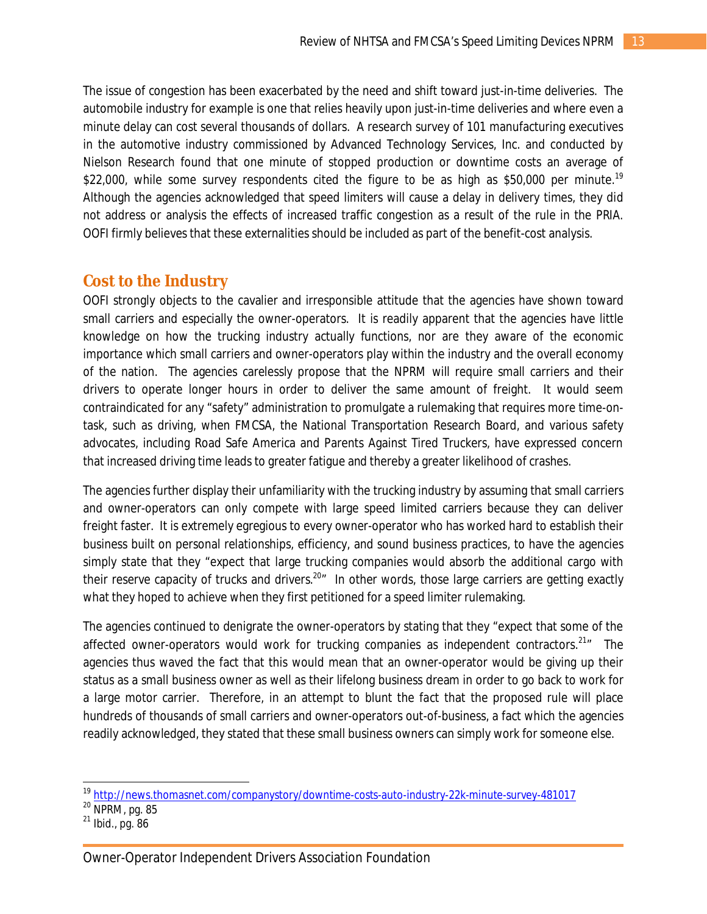The issue of congestion has been exacerbated by the need and shift toward just-in-time deliveries. The automobile industry for example is one that relies heavily upon just-in-time deliveries and where even a minute delay can cost several thousands of dollars. A research survey of 101 manufacturing executives in the automotive industry commissioned by Advanced Technology Services, Inc. and conducted by Nielson Research found that one minute of stopped production or downtime costs an average of $22,000, while some survey respondents cited the figure to be as high as $50,000 per minute.[19] Although the agencies acknowledged that speed limiters will cause a delay in delivery times, they did not address or analysis the effects of increased traffic congestion as a result of the rule in the PRIA. OOFI firmly believes that these externalities should be included as part of the benefit-cost analysis.

## Cost to the Industry

OOFI strongly objects to the cavalier and irresponsible attitude that the agencies have shown toward small carriers and especially the owner-operators. It is readily apparent that the agencies have little knowledge on how the trucking industry actually functions, nor are they aware of the economic importance which small carriers and owner-operators play within the industry and the overall economy of the nation. The agencies carelessly propose that the NPRM will require small carriers and their drivers to operate longer hours in order to deliver the same amount of freight. It would seem contraindicated for any "safety" administration to promulgate a rulemaking that requires more time-on-task, such as driving, when FMCSA, the National Transportation Research Board, and various safety advocates, including Road Safe America and Parents Against Tired Truckers, have expressed concern that increased driving time leads to greater fatigue and thereby a greater likelihood of crashes.

The agencies further display their unfamiliarity with the trucking industry by assuming that small carriers and owner-operators can only compete with large speed limited carriers because they can deliver freight faster. It is extremely egregious to every owner-operator who has worked hard to establish their business built on personal relationships, efficiency, and sound business practices, to have the agencies simply state that they "expect that large trucking companies would absorb the additional cargo with their reserve capacity of trucks and drivers.[20]" In other words, those large carriers are getting exactly what they hoped to achieve when they first petitioned for a speed limiter rulemaking.

The agencies continued to denigrate the owner-operators by stating that they "expect that some of the affected owner-operators would work for trucking companies as independent contractors.[21]" The agencies thus waved the fact that this would mean that an owner-operator would be giving up their status as a small business owner as well as their lifelong business dream in order to go back to work for a large motor carrier. Therefore, in an attempt to blunt the fact that the proposed rule will place hundreds of thousands of small carriers and owner-operators out-of-business, a fact which the agencies readily acknowledged, they stated that these small business owners can simply work for someone else.

---

[19] http://news.thomasnet.com/companystory/downtime-costs-auto-industry-22k-minute-survey-481017

[20] NPRM, pg. 85

[21] Ibid., pg. 86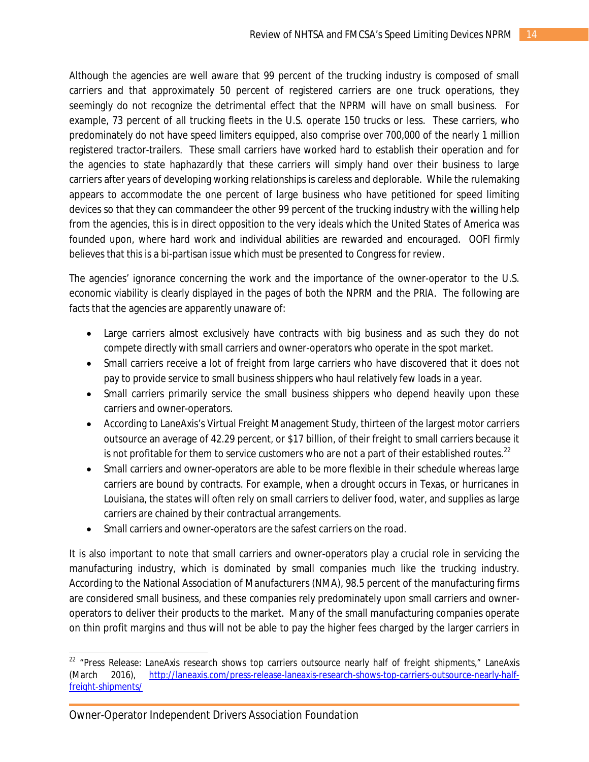Although the agencies are well aware that 99 percent of the trucking industry is composed of small carriers and that approximately 50 percent of registered carriers are one truck operations, they seemingly do not recognize the detrimental effect that the NPRM will have on small business. For example, 73 percent of all trucking fleets in the U.S. operate 150 trucks or less. These carriers, who predominately do not have speed limiters equipped, also comprise over 700,000 of the nearly 1 million registered tractor-trailers. These small carriers have worked hard to establish their operation and for the agencies to state haphazardly that these carriers will simply hand over their business to large carriers after years of developing working relationships is careless and deplorable. While the rulemaking appears to accommodate the one percent of large business who have petitioned for speed limiting devices so that they can commandeer the other 99 percent of the trucking industry with the willing help from the agencies, this is in direct opposition to the very ideals which the United States of America was founded upon, where hard work and individual abilities are rewarded and encouraged. OOFI firmly believes that this is a bi-partisan issue which must be presented to Congress for review.

The agencies' ignorance concerning the work and the importance of the owner-operator to the U.S. economic viability is clearly displayed in the pages of both the NPRM and the PRIA. The following are facts that the agencies are apparently unaware of:

- Large carriers almost exclusively have contracts with big business and as such they do not compete directly with small carriers and owner-operators who operate in the spot market.
- Small carriers receive a lot of freight from large carriers who have discovered that it does not pay to provide service to small business shippers who haul relatively few loads in a year.
- Small carriers primarily service the small business shippers who depend heavily upon these carriers and owner-operators.
- According to LaneAxis's Virtual Freight Management Study, thirteen of the largest motor carriers outsource an average of 42.29 percent, or $17 billion, of their freight to small carriers because it is not profitable for them to service customers who are not a part of their established routes.[22]
- Small carriers and owner-operators are able to be more flexible in their schedule whereas large carriers are bound by contracts. For example, when a drought occurs in Texas, or hurricanes in Louisiana, the states will often rely on small carriers to deliver food, water, and supplies as large carriers are chained by their contractual arrangements.
- Small carriers and owner-operators are the safest carriers on the road.

It is also important to note that small carriers and owner-operators play a crucial role in servicing the manufacturing industry, which is dominated by small companies much like the trucking industry. According to the National Association of Manufacturers (NMA), 98.5 percent of the manufacturing firms are considered small business, and these companies rely predominately upon small carriers and owner-operators to deliver their products to the market. Many of the small manufacturing companies operate on thin profit margins and thus will not be able to pay the higher fees charged by the larger carriers in

---

[22] "Press Release: LaneAxis research shows top carriers outsource nearly half of freight shipments," LaneAxis (March 2016), http://laneaxis.com/press-release-laneaxis-research-shows-top-carriers-outsource-nearly-half-freight-shipments/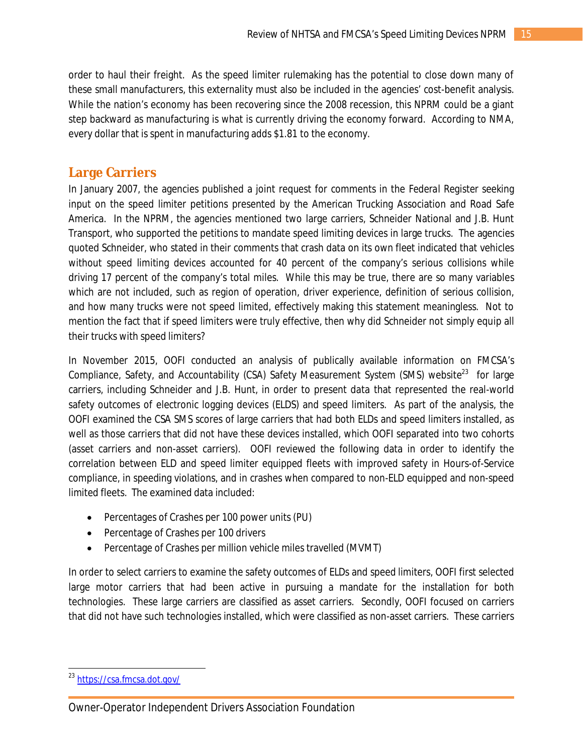order to haul their freight. As the speed limiter rulemaking has the potential to close down many of these small manufacturers, this externality must also be included in the agencies' cost-benefit analysis. While the nation's economy has been recovering since the 2008 recession, this NPRM could be a giant step backward as manufacturing is what is currently driving the economy forward. According to NMA, every dollar that is spent in manufacturing adds $1.81 to the economy.

## Large Carriers

In January 2007, the agencies published a joint request for comments in the Federal Register seeking input on the speed limiter petitions presented by the American Trucking Association and Road Safe America. In the NPRM, the agencies mentioned two large carriers, Schneider National and J.B. Hunt Transport, who supported the petitions to mandate speed limiting devices in large trucks. The agencies quoted Schneider, who stated in their comments that crash data on its own fleet indicated that vehicles without speed limiting devices accounted for 40 percent of the company's serious collisions while driving 17 percent of the company's total miles. While this may be true, there are so many variables which are not included, such as region of operation, driver experience, definition of serious collision, and how many trucks were not speed limited, effectively making this statement meaningless. Not to mention the fact that if speed limiters were truly effective, then why did Schneider not simply equip all their trucks with speed limiters?

In November 2015, OOFI conducted an analysis of publically available information on FMCSA's Compliance, Safety, and Accountability (CSA) Safety Measurement System (SMS) website[23] for large carriers, including Schneider and J.B. Hunt, in order to present data that represented the real-world safety outcomes of electronic logging devices (ELDS) and speed limiters. As part of the analysis, the OOFI examined the CSA SMS scores of large carriers that had both ELDs and speed limiters installed, as well as those carriers that did not have these devices installed, which OOFI separated into two cohorts (asset carriers and non-asset carriers). OOFI reviewed the following data in order to identify the correlation between ELD and speed limiter equipped fleets with improved safety in Hours-of-Service compliance, in speeding violations, and in crashes when compared to non-ELD equipped and non-speed limited fleets. The examined data included:

- Percentages of Crashes per 100 power units (PU)
- Percentage of Crashes per 100 drivers
- Percentage of Crashes per million vehicle miles travelled (MVMT)

In order to select carriers to examine the safety outcomes of ELDs and speed limiters, OOFI first selected large motor carriers that had been active in pursuing a mandate for the installation for both technologies. These large carriers are classified as asset carriers. Secondly, OOFI focused on carriers that did not have such technologies installed, which were classified as non-asset carriers. These carriers

[23] https://csa.fmcsa.dot.gov/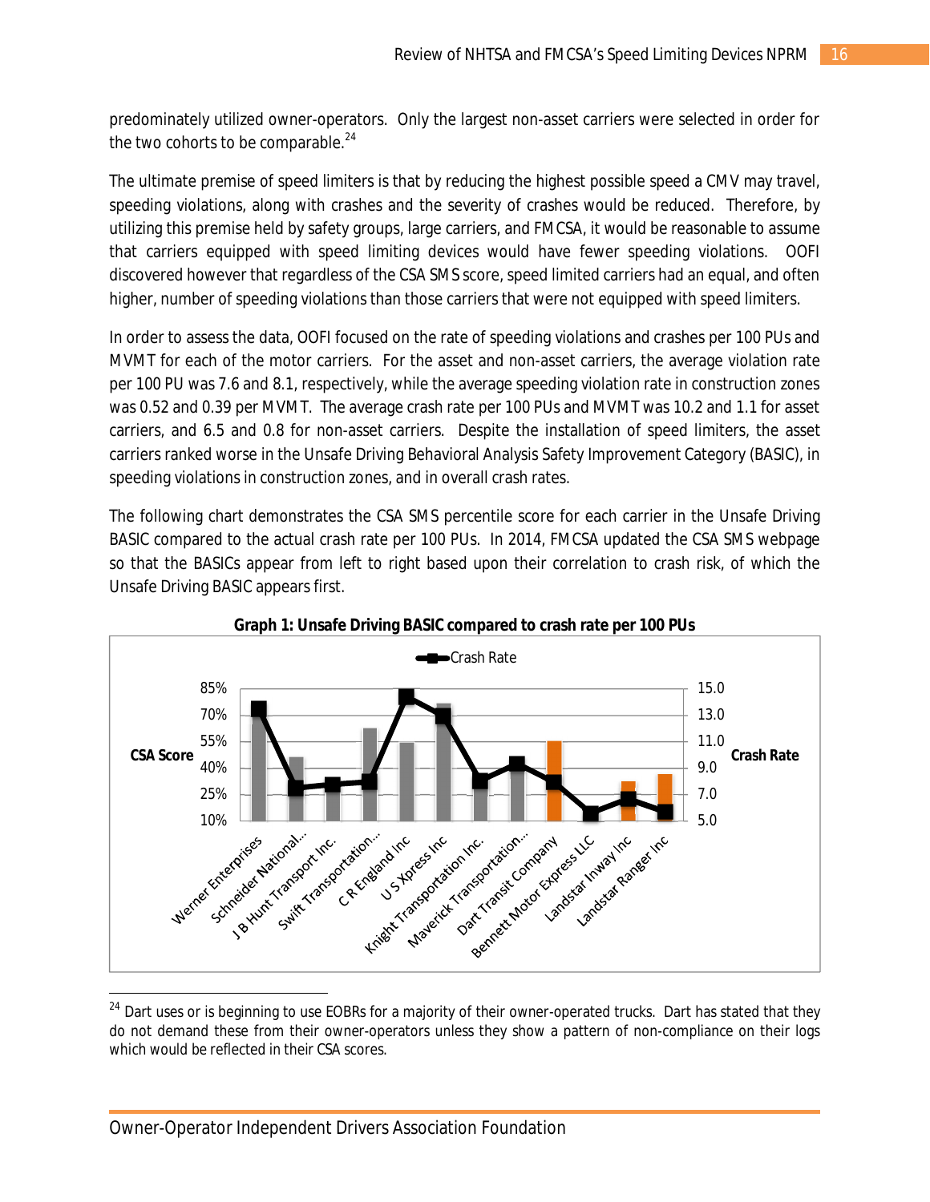predominately utilized owner-operators. Only the largest non-asset carriers were selected in order for the two cohorts to be comparable.[24]

The ultimate premise of speed limiters is that by reducing the highest possible speed a CMV may travel, speeding violations, along with crashes and the severity of crashes would be reduced. Therefore, by utilizing this premise held by safety groups, large carriers, and FMCSA, it would be reasonable to assume that carriers equipped with speed limiting devices would have fewer speeding violations. OOFI discovered however that regardless of the CSA SMS score, speed limited carriers had an equal, and often higher, number of speeding violations than those carriers that were not equipped with speed limiters.

In order to assess the data, OOFI focused on the rate of speeding violations and crashes per 100 PUs and MVMT for each of the motor carriers. For the asset and non-asset carriers, the average violation rate per 100 PU was 7.6 and 8.1, respectively, while the average speeding violation rate in construction zones was 0.52 and 0.39 per MVMT. The average crash rate per 100 PUs and MVMT was 10.2 and 1.1 for asset carriers, and 6.5 and 0.8 for non-asset carriers. Despite the installation of speed limiters, the asset carriers ranked worse in the Unsafe Driving Behavioral Analysis Safety Improvement Category (BASIC), in speeding violations in construction zones, and in overall crash rates.

The following chart demonstrates the CSA SMS percentile score for each carrier in the Unsafe Driving BASIC compared to the actual crash rate per 100 PUs. In 2014, FMCSA updated the CSA SMS webpage so that the BASICs appear from left to right based upon their correlation to crash risk, of which the Unsafe Driving BASIC appears first.

**Graph 1: Unsafe Driving BASIC compared to crash rate per 100 PUs**

Crash Rate

CSA Score: 85%, 70%, 55%, 40%, 25%, 10%

Crash Rate: 15.0, 13.0, 11.0, 9.0, 7.0, 5.0

Werner Enterprises, Schneider National..., J B Hunt Transport Inc., Swift Transportation..., C R England Inc, U S Xpress Inc, Knight Transportation Inc., Maverick Transportation..., Dart Transit Company, Bennett Motor Express LLC, Landstar Inway Inc, Landstar Ranger Inc

---

[24] Dart uses or is beginning to use EOBRs for a majority of their owner-operated trucks. Dart has stated that they do not demand these from their owner-operators unless they show a pattern of non-compliance on their logs which would be reflected in their CSA scores.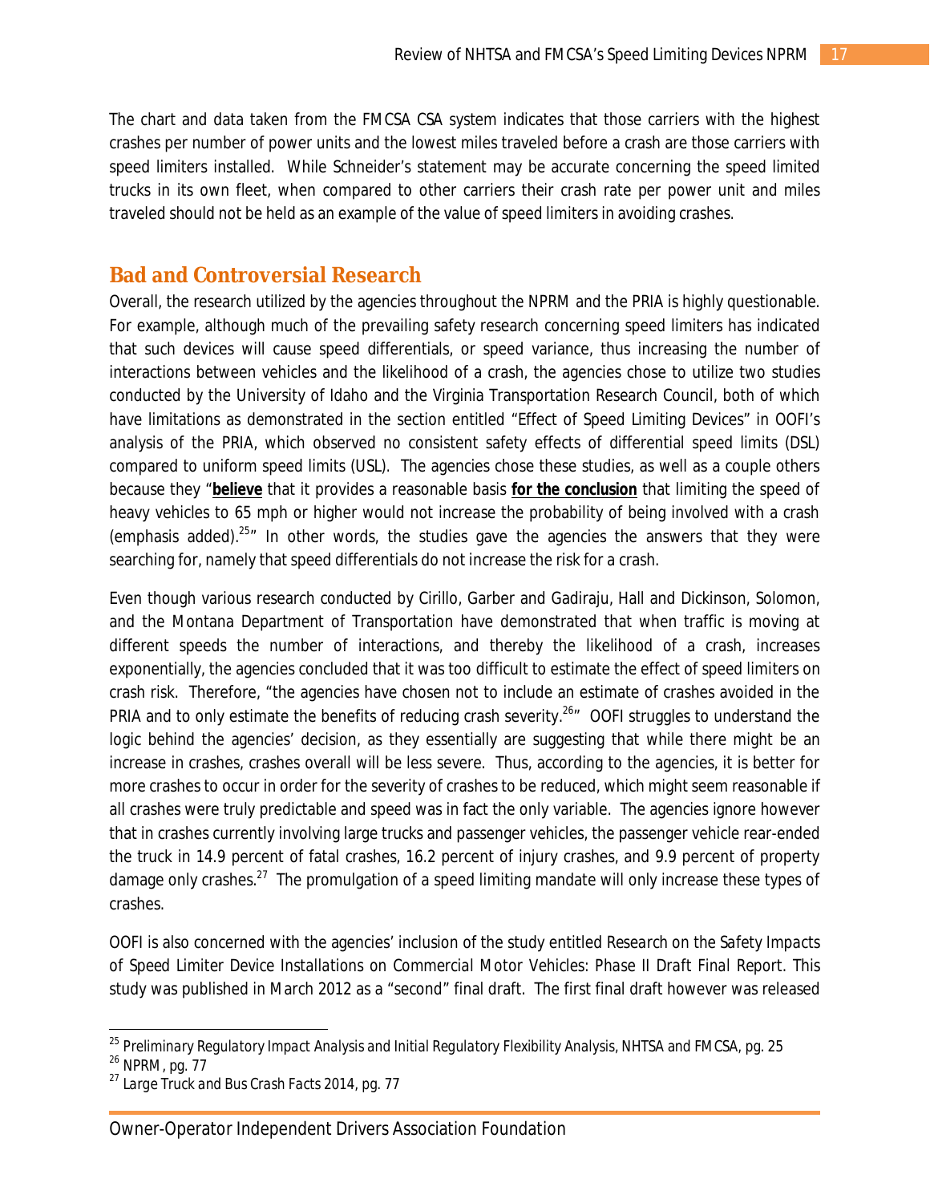The chart and data taken from the FMCSA CSA system indicates that those carriers with the highest crashes per number of power units and the lowest miles traveled before a crash are those carriers with speed limiters installed. While Schneider's statement may be accurate concerning the speed limited trucks in its own fleet, when compared to other carriers their crash rate per power unit and miles traveled should not be held as an example of the value of speed limiters in avoiding crashes.

## Bad and Controversial Research

Overall, the research utilized by the agencies throughout the NPRM and the PRIA is highly questionable. For example, although much of the prevailing safety research concerning speed limiters has indicated that such devices will cause speed differentials, or speed variance, thus increasing the number of interactions between vehicles and the likelihood of a crash, the agencies chose to utilize two studies conducted by the University of Idaho and the Virginia Transportation Research Council, both of which have limitations as demonstrated in the section entitled "Effect of Speed Limiting Devices" in OOFI's analysis of the PRIA, which observed no consistent safety effects of differential speed limits (DSL) compared to uniform speed limits (USL). The agencies chose these studies, as well as a couple others because they "**believe** that it provides a reasonable basis **for the conclusion** that limiting the speed of heavy vehicles to 65 mph or higher would not increase the probability of being involved with a crash (emphasis added).[25]" In other words, the studies gave the agencies the answers that they were searching for, namely that speed differentials do not increase the risk for a crash.

Even though various research conducted by Cirillo, Garber and Gadiraju, Hall and Dickinson, Solomon, and the Montana Department of Transportation have demonstrated that when traffic is moving at different speeds the number of interactions, and thereby the likelihood of a crash, increases exponentially, the agencies concluded that it was too difficult to estimate the effect of speed limiters on crash risk. Therefore, "the agencies have chosen not to include an estimate of crashes avoided in the PRIA and to only estimate the benefits of reducing crash severity.[26]" OOFI struggles to understand the logic behind the agencies' decision, as they essentially are suggesting that while there might be an increase in crashes, crashes overall will be less severe. Thus, according to the agencies, it is better for more crashes to occur in order for the severity of crashes to be reduced, which might seem reasonable if all crashes were truly predictable and speed was in fact the only variable. The agencies ignore however that in crashes currently involving large trucks and passenger vehicles, the passenger vehicle rear-ended the truck in 14.9 percent of fatal crashes, 16.2 percent of injury crashes, and 9.9 percent of property damage only crashes.[27] The promulgation of a speed limiting mandate will only increase these types of crashes.

OOFI is also concerned with the agencies' inclusion of the study entitled *Research on the Safety Impacts of Speed Limiter Device Installations on Commercial Motor Vehicles: Phase II Draft Final Report*. This study was published in March 2012 as a "second" final draft. The first final draft however was released

[25] *Preliminary Regulatory Impact Analysis and Initial Regulatory Flexibility Analysis*, NHTSA and FMCSA, pg. 25

[26] NPRM, pg. 77

[27] *Large Truck and Bus Crash Facts 2014*, pg. 77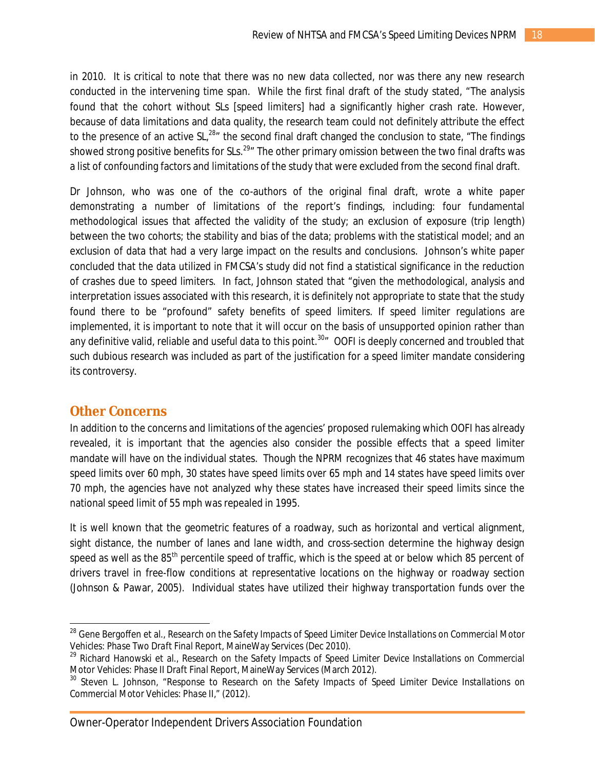in 2010. It is critical to note that there was no new data collected, nor was there any new research conducted in the intervening time span. While the first final draft of the study stated, "The analysis found that the cohort without SLs [speed limiters] had a significantly higher crash rate. However, because of data limitations and data quality, the research team could not definitely attribute the effect to the presence of an active SL,[28]" the second final draft changed the conclusion to state, "The findings showed strong positive benefits for SLs.[29]" The other primary omission between the two final drafts was a list of confounding factors and limitations of the study that were excluded from the second final draft.

Dr Johnson, who was one of the co-authors of the original final draft, wrote a white paper demonstrating a number of limitations of the report's findings, including: four fundamental methodological issues that affected the validity of the study; an exclusion of exposure (trip length) between the two cohorts; the stability and bias of the data; problems with the statistical model; and an exclusion of data that had a very large impact on the results and conclusions. Johnson's white paper concluded that the data utilized in FMCSA's study did not find a statistical significance in the reduction of crashes due to speed limiters. In fact, Johnson stated that "given the methodological, analysis and interpretation issues associated with this research, it is definitely not appropriate to state that the study found there to be "profound" safety benefits of speed limiters. If speed limiter regulations are implemented, it is important to note that it will occur on the basis of unsupported opinion rather than any definitive valid, reliable and useful data to this point.[30]" OOFI is deeply concerned and troubled that such dubious research was included as part of the justification for a speed limiter mandate considering its controversy.

## Other Concerns

In addition to the concerns and limitations of the agencies' proposed rulemaking which OOFI has already revealed, it is important that the agencies also consider the possible effects that a speed limiter mandate will have on the individual states. Though the NPRM recognizes that 46 states have maximum speed limits over 60 mph, 30 states have speed limits over 65 mph and 14 states have speed limits over 70 mph, the agencies have not analyzed why these states have increased their speed limits since the national speed limit of 55 mph was repealed in 1995.

It is well known that the geometric features of a roadway, such as horizontal and vertical alignment, sight distance, the number of lanes and lane width, and cross-section determine the highway design speed as well as the 85th percentile speed of traffic, which is the speed at or below which 85 percent of drivers travel in free-flow conditions at representative locations on the highway or roadway section (Johnson & Pawar, 2005). Individual states have utilized their highway transportation funds over the

---

[28] Gene Bergoffen et al., *Research on the Safety Impacts of Speed Limiter Device Installations on Commercial Motor Vehicles: Phase Two Draft Final Report*, MaineWay Services (Dec 2010).

[29] Richard Hanowski et al., *Research on the Safety Impacts of Speed Limiter Device Installations on Commercial Motor Vehicles: Phase II Draft Final Report*, MaineWay Services (March 2012).

[30] Steven L. Johnson, "Response to Research on the Safety Impacts of Speed Limiter Device Installations on Commercial Motor Vehicles: Phase II," (2012).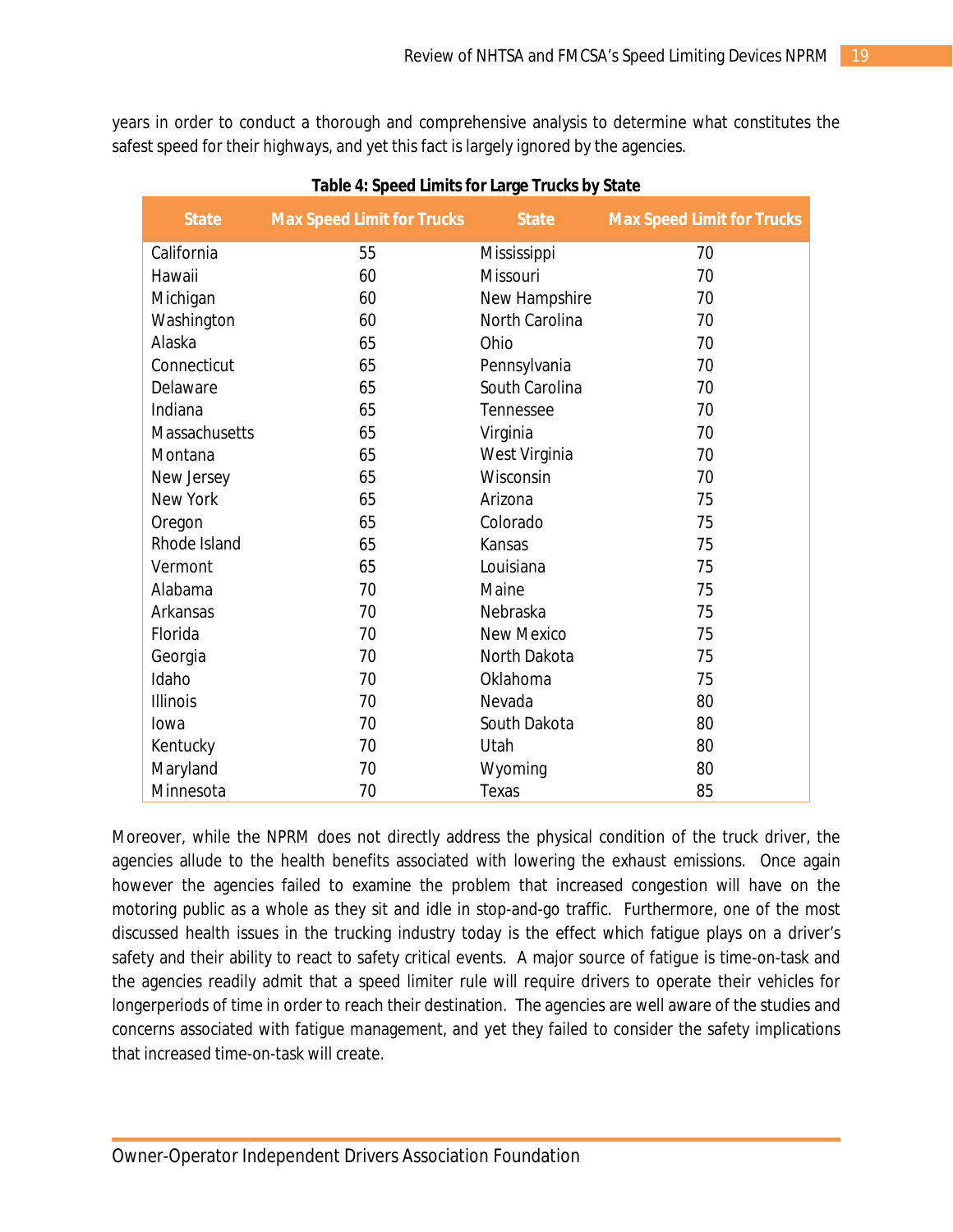years in order to conduct a thorough and comprehensive analysis to determine what constitutes the safest speed for their highways, and yet this fact is largely ignored by the agencies.

**Table 4: Speed Limits for Large Trucks by State**

| State | Max Speed Limit for Trucks | State | Max Speed Limit for Trucks |
|---|---|---|---|
| California | 55 | Mississippi | 70 |
| Hawaii | 60 | Missouri | 70 |
| Michigan | 60 | New Hampshire | 70 |
| Washington | 60 | North Carolina | 70 |
| Alaska | 65 | Ohio | 70 |
| Connecticut | 65 | Pennsylvania | 70 |
| Delaware | 65 | South Carolina | 70 |
| Indiana | 65 | Tennessee | 70 |
| Massachusetts | 65 | Virginia | 70 |
| Montana | 65 | West Virginia | 70 |
| New Jersey | 65 | Wisconsin | 70 |
| New York | 65 | Arizona | 75 |
| Oregon | 65 | Colorado | 75 |
| Rhode Island | 65 | Kansas | 75 |
| Vermont | 65 | Louisiana | 75 |
| Alabama | 70 | Maine | 75 |
| Arkansas | 70 | Nebraska | 75 |
| Florida | 70 | New Mexico | 75 |
| Georgia | 70 | North Dakota | 75 |
| Idaho | 70 | Oklahoma | 75 |
| Illinois | 70 | Nevada | 80 |
| Iowa | 70 | South Dakota | 80 |
| Kentucky | 70 | Utah | 80 |
| Maryland | 70 | Wyoming | 80 |
| Minnesota | 70 | Texas | 85 |

Moreover, while the NPRM does not directly address the physical condition of the truck driver, the agencies allude to the health benefits associated with lowering the exhaust emissions. Once again however the agencies failed to examine the problem that increased congestion will have on the motoring public as a whole as they sit and idle in stop-and-go traffic. Furthermore, one of the most discussed health issues in the trucking industry today is the effect which fatigue plays on a driver's safety and their ability to react to safety critical events. A major source of fatigue is time-on-task and the agencies readily admit that a speed limiter rule will require drivers to operate their vehicles for longerperiods of time in order to reach their destination. The agencies are well aware of the studies and concerns associated with fatigue management, and yet they failed to consider the safety implications that increased time-on-task will create.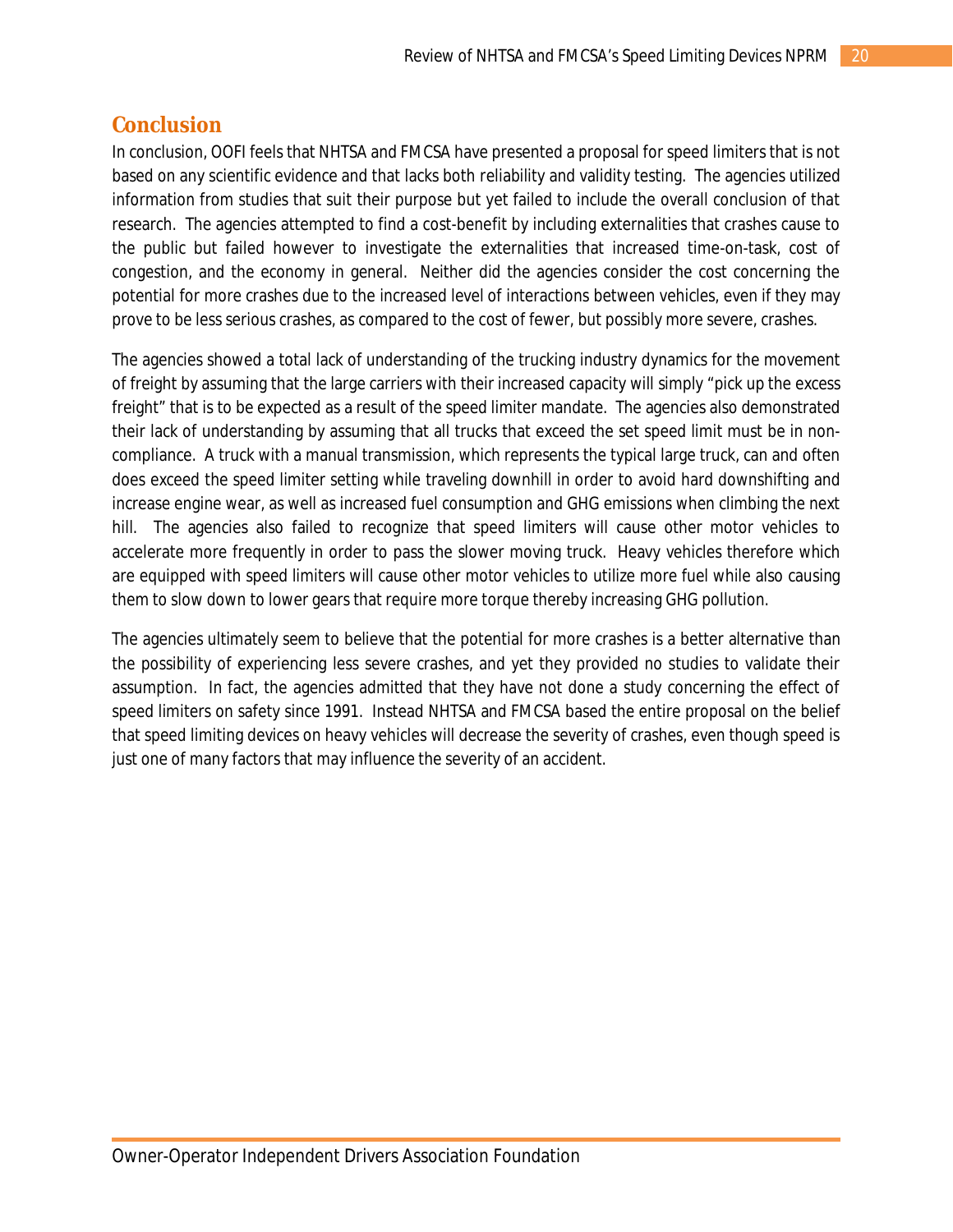## Conclusion

In conclusion, OOFI feels that NHTSA and FMCSA have presented a proposal for speed limiters that is not based on any scientific evidence and that lacks both reliability and validity testing. The agencies utilized information from studies that suit their purpose but yet failed to include the overall conclusion of that research. The agencies attempted to find a cost-benefit by including externalities that crashes cause to the public but failed however to investigate the externalities that increased time-on-task, cost of congestion, and the economy in general. Neither did the agencies consider the cost concerning the potential for more crashes due to the increased level of interactions between vehicles, even if they may prove to be less serious crashes, as compared to the cost of fewer, but possibly more severe, crashes.

The agencies showed a total lack of understanding of the trucking industry dynamics for the movement of freight by assuming that the large carriers with their increased capacity will simply "pick up the excess freight" that is to be expected as a result of the speed limiter mandate. The agencies also demonstrated their lack of understanding by assuming that all trucks that exceed the set speed limit must be in non-compliance. A truck with a manual transmission, which represents the typical large truck, can and often does exceed the speed limiter setting while traveling downhill in order to avoid hard downshifting and increase engine wear, as well as increased fuel consumption and GHG emissions when climbing the next hill. The agencies also failed to recognize that speed limiters will cause other motor vehicles to accelerate more frequently in order to pass the slower moving truck. Heavy vehicles therefore which are equipped with speed limiters will cause other motor vehicles to utilize more fuel while also causing them to slow down to lower gears that require more torque thereby increasing GHG pollution.

The agencies ultimately seem to believe that the potential for more crashes is a better alternative than the possibility of experiencing less severe crashes, and yet they provided no studies to validate their assumption. In fact, the agencies admitted that they have not done a study concerning the effect of speed limiters on safety since 1991. Instead NHTSA and FMCSA based the entire proposal on the belief that speed limiting devices on heavy vehicles will decrease the severity of crashes, even though speed is just one of many factors that may influence the severity of an accident.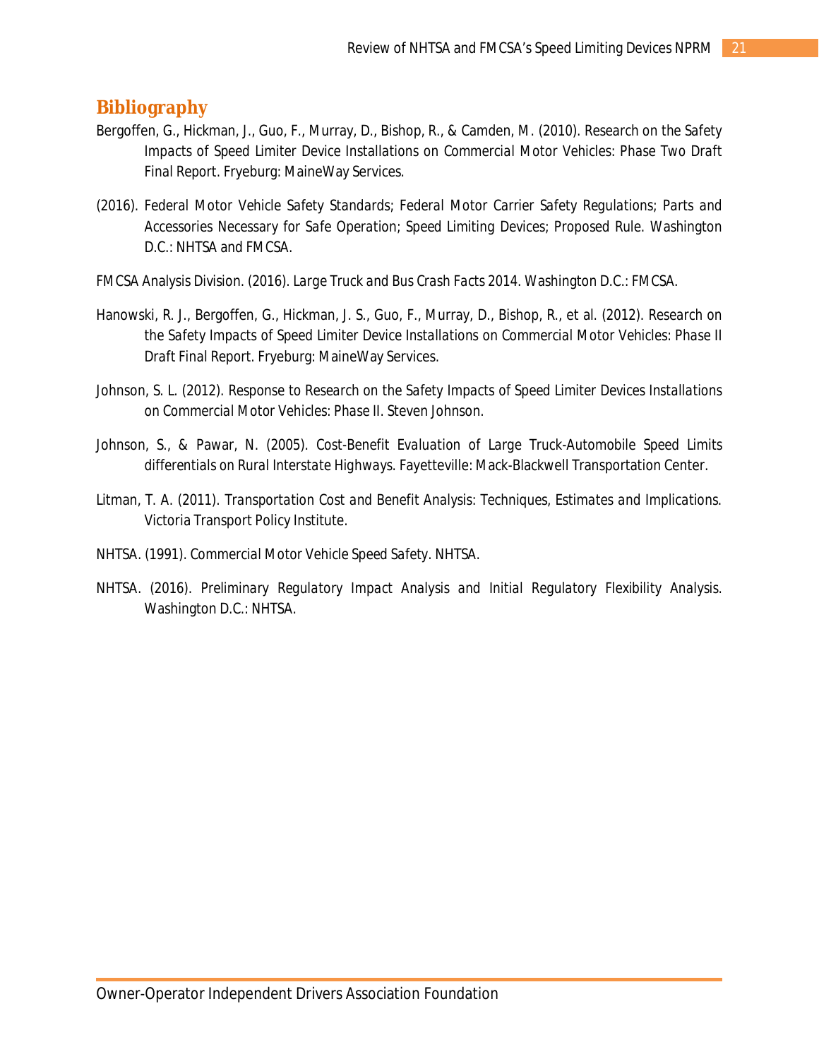## Bibliography

Bergoffen, G., Hickman, J., Guo, F., Murray, D., Bishop, R., & Camden, M. (2010). Research on the Safety Impacts of Speed Limiter Device Installations on Commercial Motor Vehicles: Phase Two Draft Final Report. Fryeburg: MaineWay Services.

(2016). Federal Motor Vehicle Safety Standards; Federal Motor Carrier Safety Regulations; Parts and Accessories Necessary for Safe Operation; Speed Limiting Devices; Proposed Rule. Washington D.C.: NHTSA and FMCSA.

FMCSA Analysis Division. (2016). Large Truck and Bus Crash Facts 2014. Washington D.C.: FMCSA.

Hanowski, R. J., Bergoffen, G., Hickman, J. S., Guo, F., Murray, D., Bishop, R., et al. (2012). Research on the Safety Impacts of Speed Limiter Device Installations on Commercial Motor Vehicles: Phase II Draft Final Report. Fryeburg: MaineWay Services.

Johnson, S. L. (2012). Response to Research on the Safety Impacts of Speed Limiter Devices Installations on Commercial Motor Vehicles: Phase II. Steven Johnson.

Johnson, S., & Pawar, N. (2005). Cost-Benefit Evaluation of Large Truck-Automobile Speed Limits differentials on Rural Interstate Highways. Fayetteville: Mack-Blackwell Transportation Center.

Litman, T. A. (2011). Transportation Cost and Benefit Analysis: Techniques, Estimates and Implications. Victoria Transport Policy Institute.

NHTSA. (1991). Commercial Motor Vehicle Speed Safety. NHTSA.

NHTSA. (2016). Preliminary Regulatory Impact Analysis and Initial Regulatory Flexibility Analysis. Washington D.C.: NHTSA.